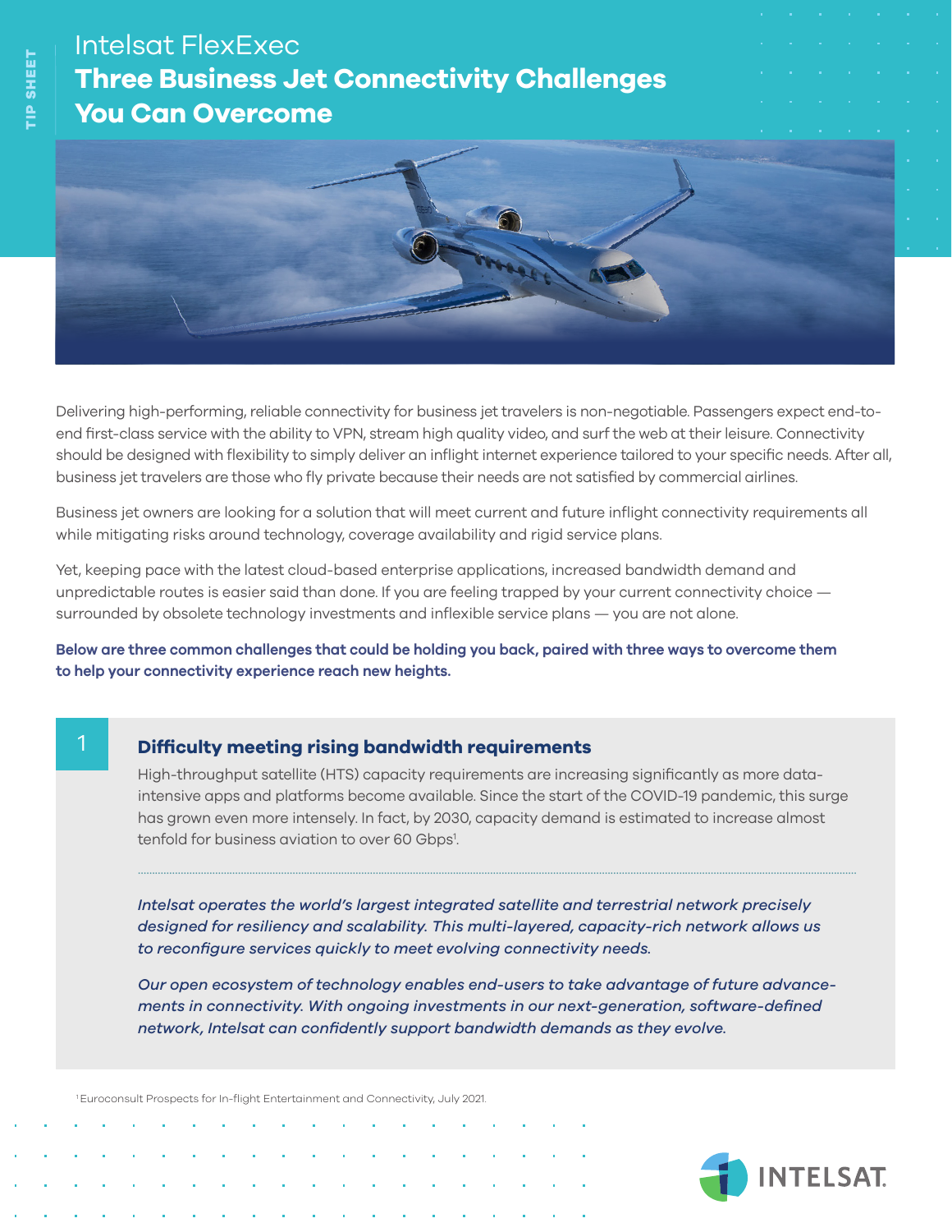TIP SHEET

# Intelsat FlexExec
# Three Business Jet Connectivity Challenges You Can Overcome

Delivering high-performing, reliable connectivity for business jet travelers is non-negotiable. Passengers expect end-to-end first-class service with the ability to VPN, stream high quality video, and surf the web at their leisure. Connectivity should be designed with flexibility to simply deliver an inflight internet experience tailored to your specific needs. After all, business jet travelers are those who fly private because their needs are not satisfied by commercial airlines.

Business jet owners are looking for a solution that will meet current and future inflight connectivity requirements all while mitigating risks around technology, coverage availability and rigid service plans.

Yet, keeping pace with the latest cloud-based enterprise applications, increased bandwidth demand and unpredictable routes is easier said than done. If you are feeling trapped by your current connectivity choice — surrounded by obsolete technology investments and inflexible service plans — you are not alone.

**Below are three common challenges that could be holding you back, paired with three ways to overcome them to help your connectivity experience reach new heights.**

## 1 Difficulty meeting rising bandwidth requirements

High-throughput satellite (HTS) capacity requirements are increasing significantly as more data-intensive apps and platforms become available. Since the start of the COVID-19 pandemic, this surge has grown even more intensely. In fact, by 2030, capacity demand is estimated to increase almost tenfold for business aviation to over 60 Gbps[1].

*Intelsat operates the world's largest integrated satellite and terrestrial network precisely designed for resiliency and scalability. This multi-layered, capacity-rich network allows us to reconfigure services quickly to meet evolving connectivity needs.*

*Our open ecosystem of technology enables end-users to take advantage of future advancements in connectivity. With ongoing investments in our next-generation, software-defined network, Intelsat can confidently support bandwidth demands as they evolve.*

[1] Euroconsult Prospects for In-flight Entertainment and Connectivity, July 2021.

INTELSAT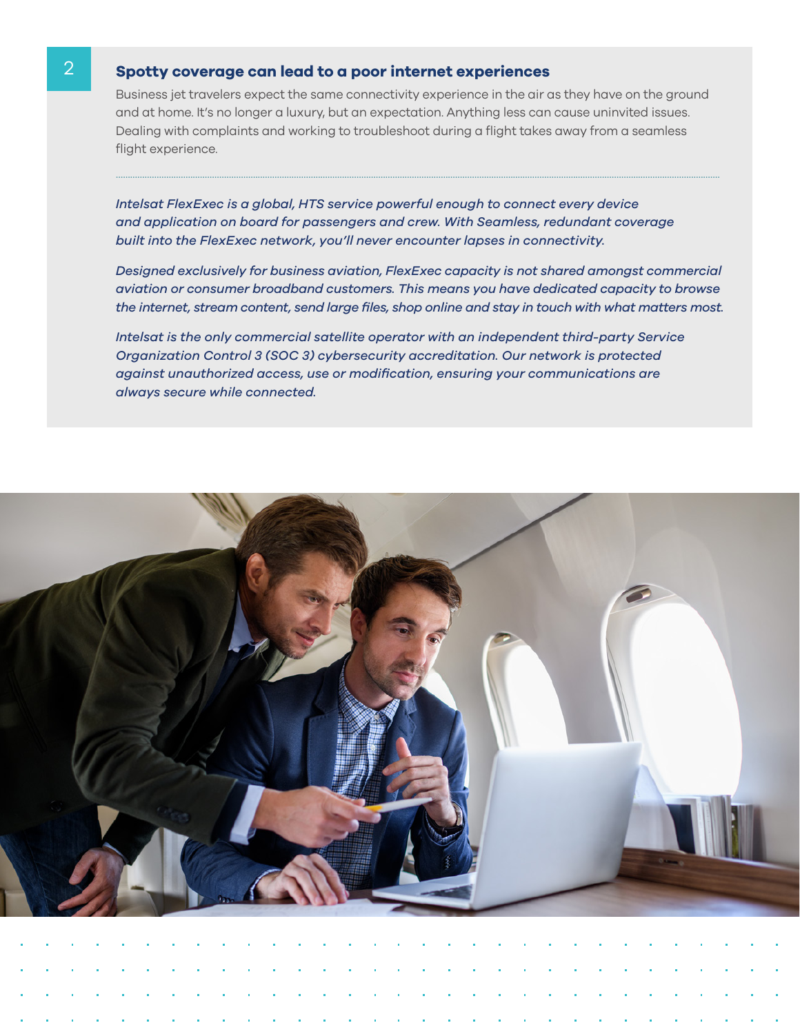## Spotty coverage can lead to a poor internet experiences

Business jet travelers expect the same connectivity experience in the air as they have on the ground and at home. It's no longer a luxury, but an expectation. Anything less can cause uninvited issues. Dealing with complaints and working to troubleshoot during a flight takes away from a seamless flight experience.

*Intelsat FlexExec is a global, HTS service powerful enough to connect every device and application on board for passengers and crew. With Seamless, redundant coverage built into the FlexExec network, you'll never encounter lapses in connectivity.*

*Designed exclusively for business aviation, FlexExec capacity is not shared amongst commercial aviation or consumer broadband customers. This means you have dedicated capacity to browse the internet, stream content, send large files, shop online and stay in touch with what matters most.*

*Intelsat is the only commercial satellite operator with an independent third-party Service Organization Control 3 (SOC 3) cybersecurity accreditation. Our network is protected against unauthorized access, use or modification, ensuring your communications are always secure while connected.*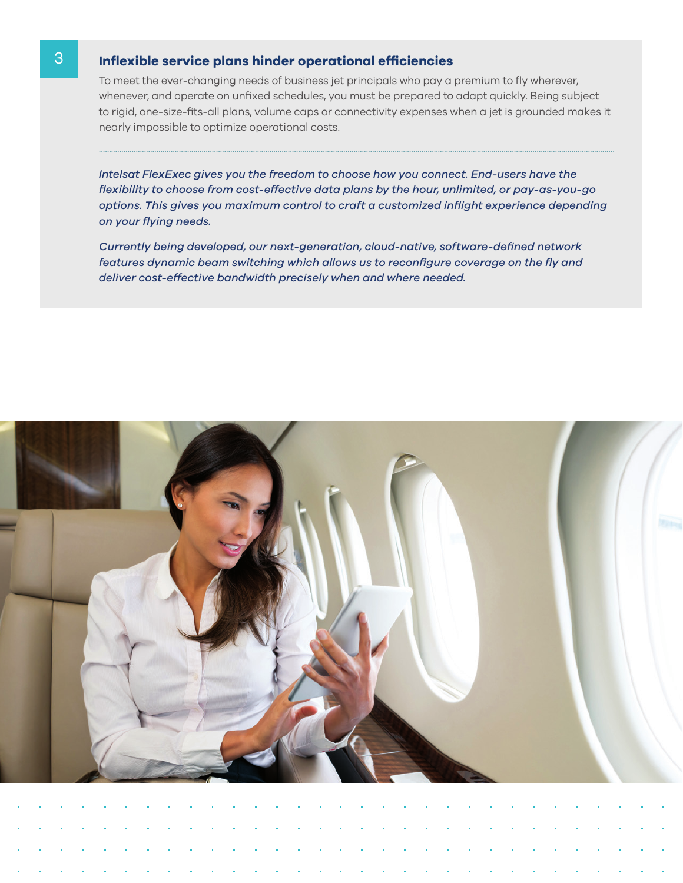## Inflexible service plans hinder operational efficiencies

To meet the ever-changing needs of business jet principals who pay a premium to fly wherever, whenever, and operate on unfixed schedules, you must be prepared to adapt quickly. Being subject to rigid, one-size-fits-all plans, volume caps or connectivity expenses when a jet is grounded makes it nearly impossible to optimize operational costs.

*Intelsat FlexExec gives you the freedom to choose how you connect. End-users have the flexibility to choose from cost-effective data plans by the hour, unlimited, or pay-as-you-go options. This gives you maximum control to craft a customized inflight experience depending on your flying needs.*

*Currently being developed, our next-generation, cloud-native, software-defined network features dynamic beam switching which allows us to reconfigure coverage on the fly and deliver cost-effective bandwidth precisely when and where needed.*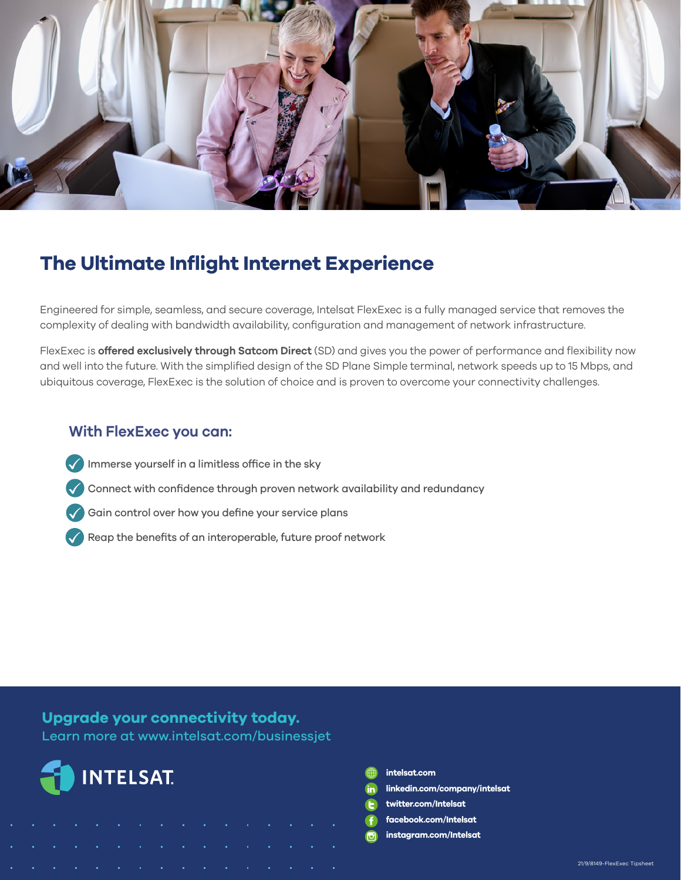# The Ultimate Inflight Internet Experience

Engineered for simple, seamless, and secure coverage, Intelsat FlexExec is a fully managed service that removes the complexity of dealing with bandwidth availability, configuration and management of network infrastructure.

FlexExec is **offered exclusively through Satcom Direct** (SD) and gives you the power of performance and flexibility now and well into the future. With the simplified design of the SD Plane Simple terminal, network speeds up to 15 Mbps, and ubiquitous coverage, FlexExec is the solution of choice and is proven to overcome your connectivity challenges.

## With FlexExec you can:

- Immerse yourself in a limitless office in the sky
- Connect with confidence through proven network availability and redundancy
- Gain control over how you define your service plans
- Reap the benefits of an interoperable, future proof network

**Upgrade your connectivity today.**
Learn more at www.intelsat.com/businessjet

INTELSAT.

- intelsat.com
- linkedin.com/company/intelsat
- twitter.com/Intelsat
- facebook.com/Intelsat
- instagram.com/Intelsat

21/9/8149-FlexExec Tipsheet